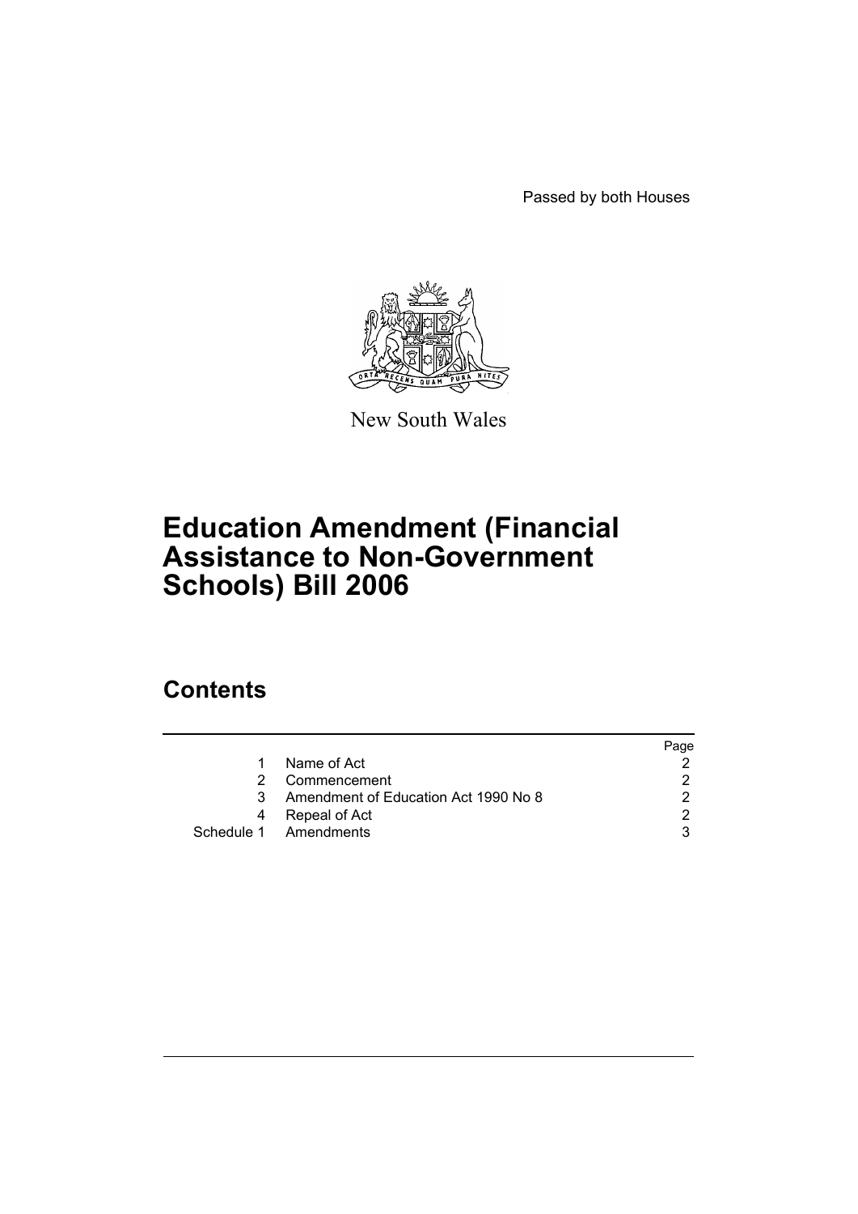Passed by both Houses

New South Wales

# Education Amendment (Financial Assistance to Non-Government Schools) Bill 2006

## Contents

| | | Page |
|---|---|---|
| 1 | Name of Act | 2 |
| 2 | Commencement | 2 |
| 3 | Amendment of Education Act 1990 No 8 | 2 |
| 4 | Repeal of Act | 2 |
| Schedule 1 | Amendments | 3 |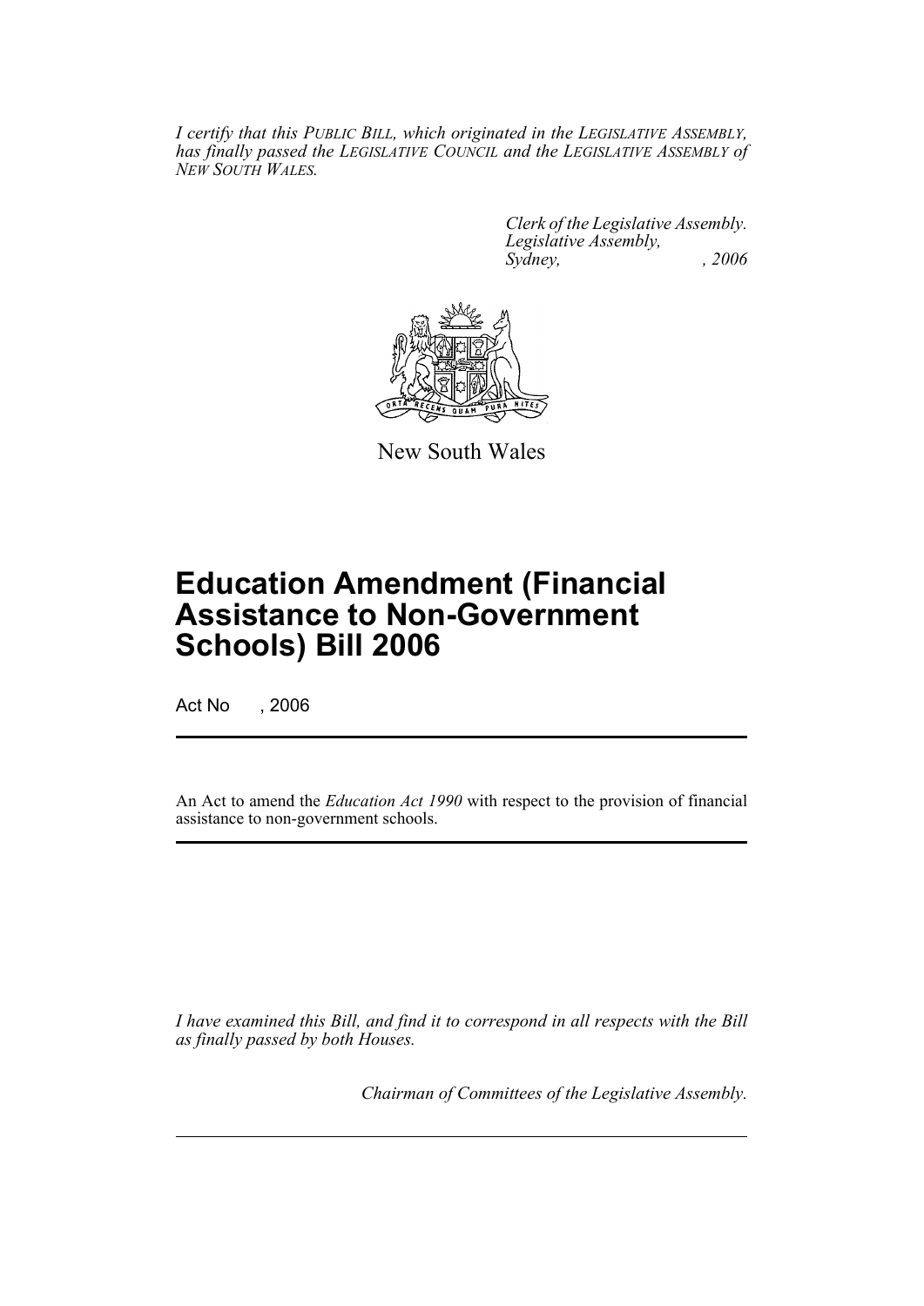*I certify that this PUBLIC BILL, which originated in the LEGISLATIVE ASSEMBLY, has finally passed the LEGISLATIVE COUNCIL and the LEGISLATIVE ASSEMBLY of NEW SOUTH WALES.*

*Clerk of the Legislative Assembly.*
*Legislative Assembly,*
*Sydney, , 2006*

New South Wales

# Education Amendment (Financial Assistance to Non-Government Schools) Bill 2006

Act No , 2006

An Act to amend the *Education Act 1990* with respect to the provision of financial assistance to non-government schools.

*I have examined this Bill, and find it to correspond in all respects with the Bill as finally passed by both Houses.*

*Chairman of Committees of the Legislative Assembly.*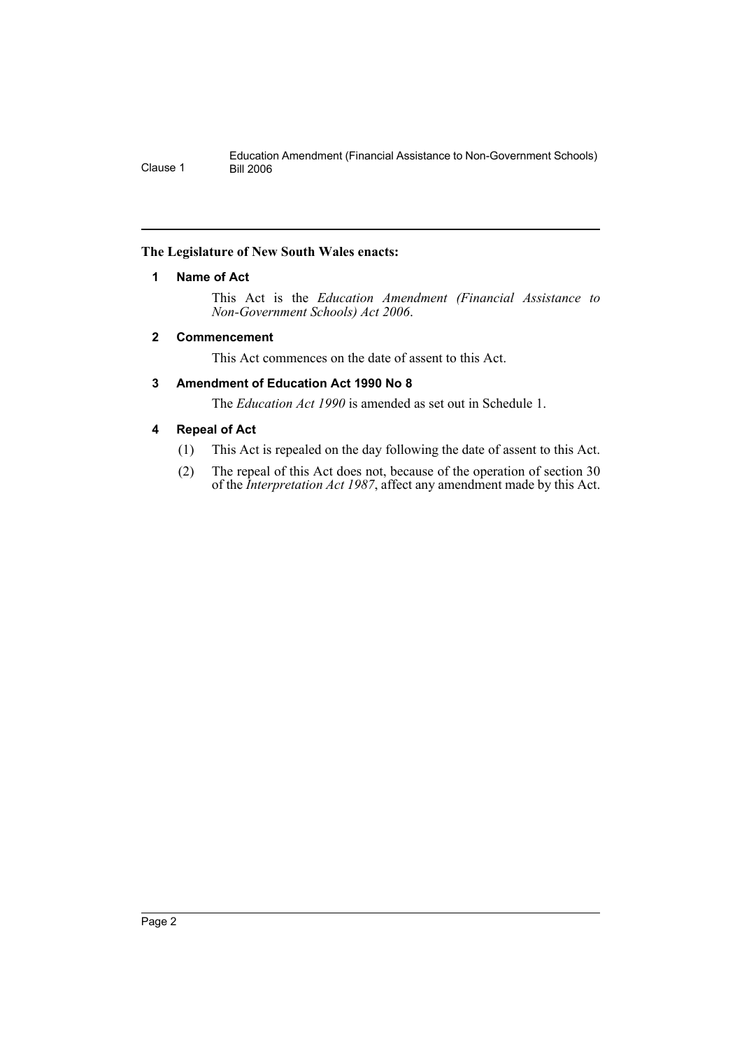**The Legislature of New South Wales enacts:**

## 1 Name of Act

This Act is the *Education Amendment (Financial Assistance to Non-Government Schools) Act 2006*.

## 2 Commencement

This Act commences on the date of assent to this Act.

## 3 Amendment of Education Act 1990 No 8

The *Education Act 1990* is amended as set out in Schedule 1.

## 4 Repeal of Act

(1) This Act is repealed on the day following the date of assent to this Act.

(2) The repeal of this Act does not, because of the operation of section 30 of the *Interpretation Act 1987*, affect any amendment made by this Act.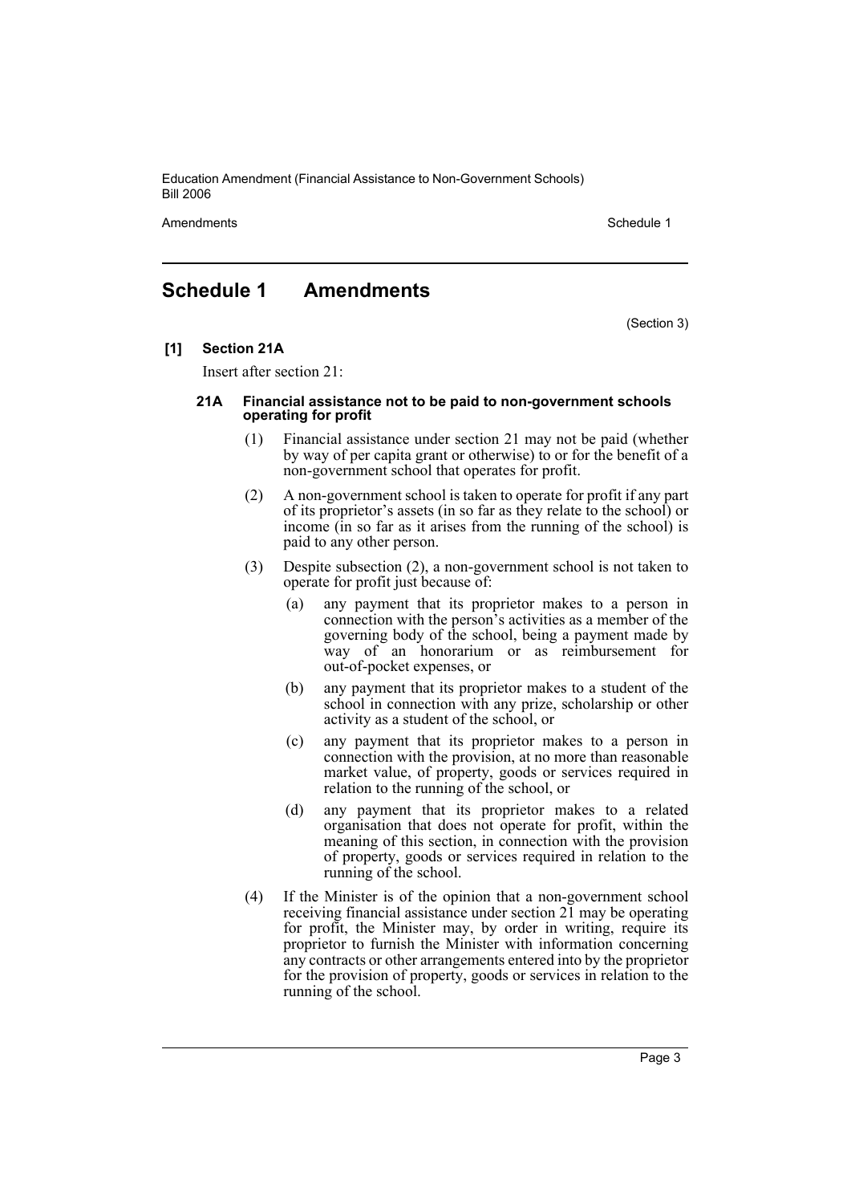## Schedule 1 Amendments

(Section 3)

**[1] Section 21A**

Insert after section 21:

#### 21A Financial assistance not to be paid to non-government schools operating for profit

(1) Financial assistance under section 21 may not be paid (whether by way of per capita grant or otherwise) to or for the benefit of a non-government school that operates for profit.

(2) A non-government school is taken to operate for profit if any part of its proprietor's assets (in so far as they relate to the school) or income (in so far as it arises from the running of the school) is paid to any other person.

(3) Despite subsection (2), a non-government school is not taken to operate for profit just because of:

- (a) any payment that its proprietor makes to a person in connection with the person's activities as a member of the governing body of the school, being a payment made by way of an honorarium or as reimbursement for out-of-pocket expenses, or
- (b) any payment that its proprietor makes to a student of the school in connection with any prize, scholarship or other activity as a student of the school, or
- (c) any payment that its proprietor makes to a person in connection with the provision, at no more than reasonable market value, of property, goods or services required in relation to the running of the school, or
- (d) any payment that its proprietor makes to a related organisation that does not operate for profit, within the meaning of this section, in connection with the provision of property, goods or services required in relation to the running of the school.

(4) If the Minister is of the opinion that a non-government school receiving financial assistance under section 21 may be operating for profit, the Minister may, by order in writing, require its proprietor to furnish the Minister with information concerning any contracts or other arrangements entered into by the proprietor for the provision of property, goods or services in relation to the running of the school.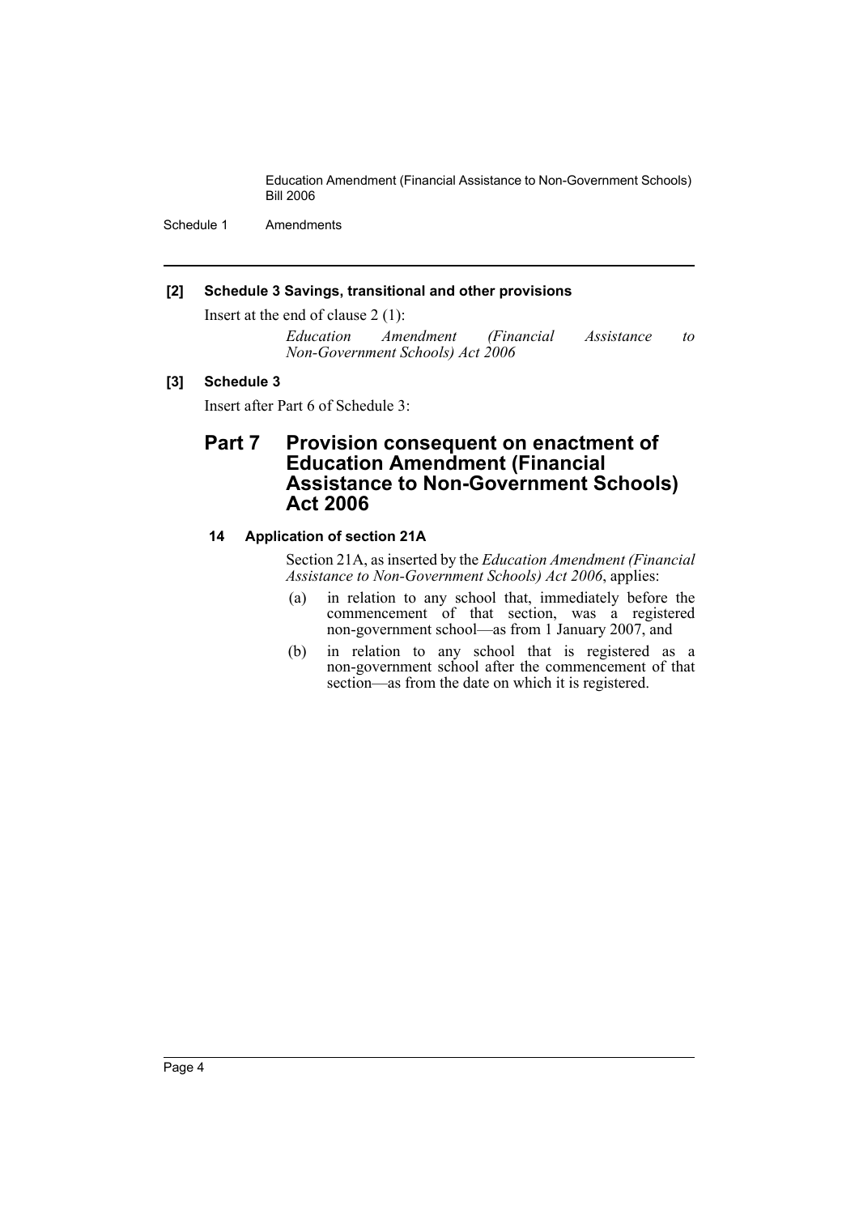**[2] Schedule 3 Savings, transitional and other provisions**

Insert at the end of clause 2 (1):

*Education Amendment (Financial Assistance to Non-Government Schools) Act 2006*

**[3] Schedule 3**

Insert after Part 6 of Schedule 3:

## Part 7 Provision consequent on enactment of Education Amendment (Financial Assistance to Non-Government Schools) Act 2006

### 14 Application of section 21A

Section 21A, as inserted by the *Education Amendment (Financial Assistance to Non-Government Schools) Act 2006*, applies:

(a) in relation to any school that, immediately before the commencement of that section, was a registered non-government school—as from 1 January 2007, and

(b) in relation to any school that is registered as a non-government school after the commencement of that section—as from the date on which it is registered.